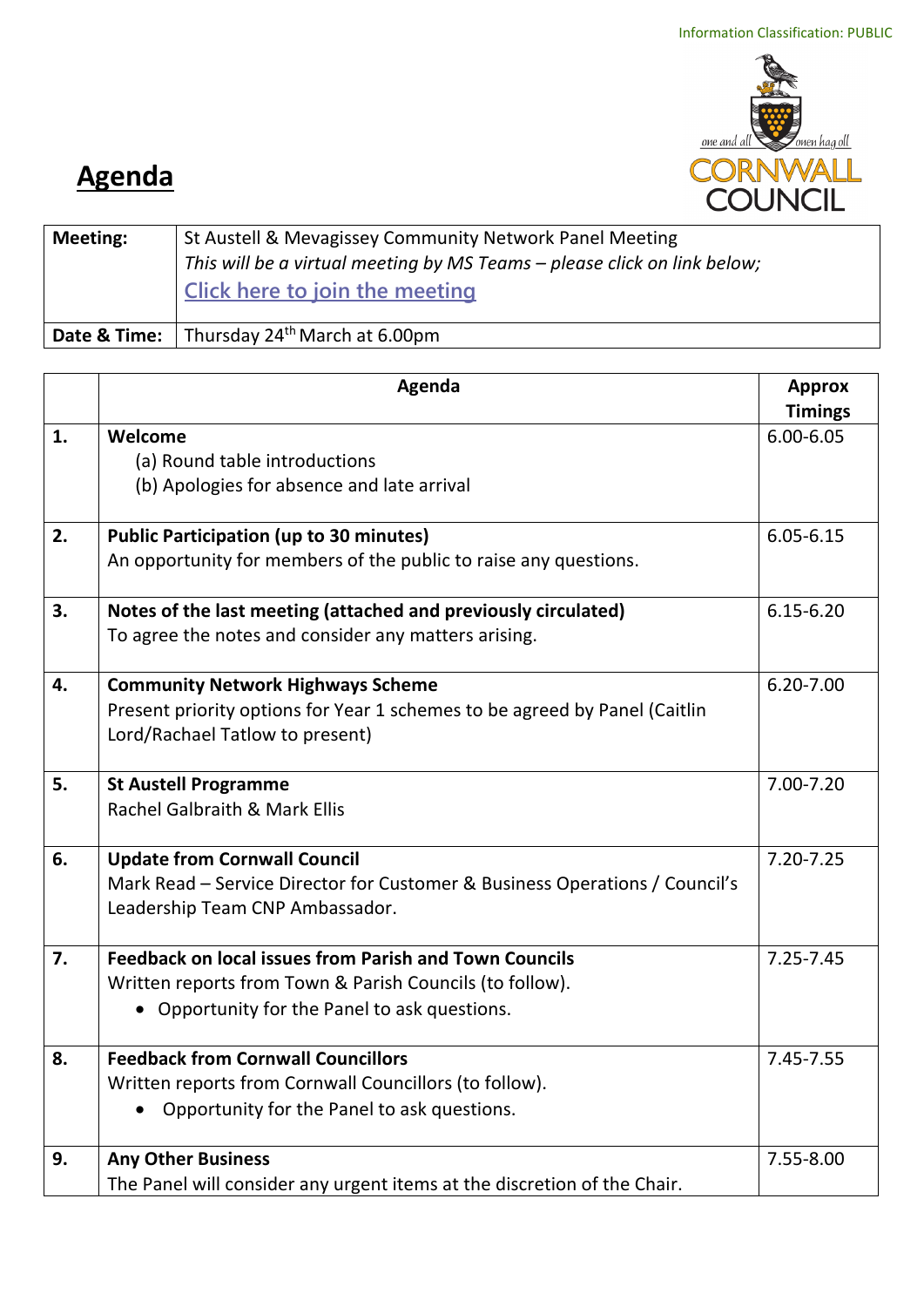Information Classification: PUBLIC

# Agenda

| **Meeting:** | St Austell & Mevagissey Community Network Panel Meeting<br>*This will be a virtual meeting by MS Teams – please click on link below;*<br>[Click here to join the meeting] |
|---|---|
| **Date & Time:** | Thursday 24th March at 6.00pm |

| | **Agenda** | **Approx Timings** |
|---|---|---|
| **1.** | **Welcome**<br>(a) Round table introductions<br>(b) Apologies for absence and late arrival | 6.00-6.05 |
| **2.** | **Public Participation (up to 30 minutes)**<br>An opportunity for members of the public to raise any questions. | 6.05-6.15 |
| **3.** | **Notes of the last meeting (attached and previously circulated)**<br>To agree the notes and consider any matters arising. | 6.15-6.20 |
| **4.** | **Community Network Highways Scheme**<br>Present priority options for Year 1 schemes to be agreed by Panel (Caitlin Lord/Rachael Tatlow to present) | 6.20-7.00 |
| **5.** | **St Austell Programme**<br>Rachel Galbraith & Mark Ellis | 7.00-7.20 |
| **6.** | **Update from Cornwall Council**<br>Mark Read – Service Director for Customer & Business Operations / Council's Leadership Team CNP Ambassador. | 7.20-7.25 |
| **7.** | **Feedback on local issues from Parish and Town Councils**<br>Written reports from Town & Parish Councils (to follow).<br>• Opportunity for the Panel to ask questions. | 7.25-7.45 |
| **8.** | **Feedback from Cornwall Councillors**<br>Written reports from Cornwall Councillors (to follow).<br>• Opportunity for the Panel to ask questions. | 7.45-7.55 |
| **9.** | **Any Other Business**<br>The Panel will consider any urgent items at the discretion of the Chair. | 7.55-8.00 |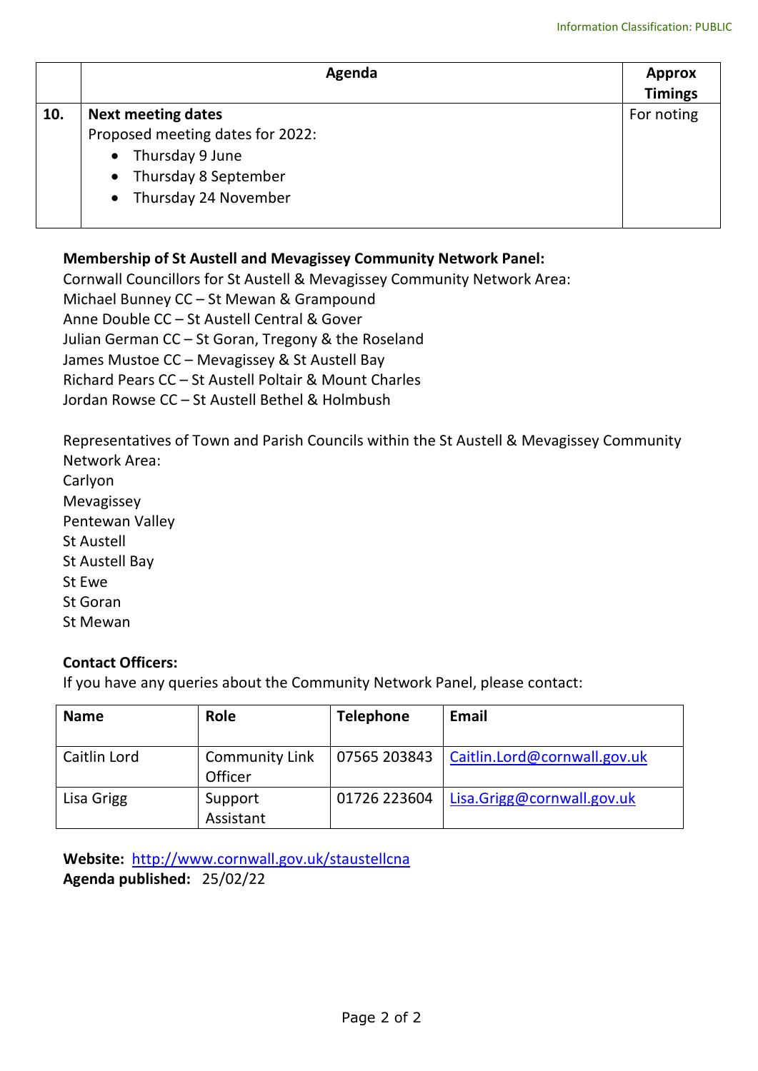| | Agenda | Approx Timings |
|---|---|---|
| **10.** | **Next meeting dates**<br>Proposed meeting dates for 2022:<br>• Thursday 9 June<br>• Thursday 8 September<br>• Thursday 24 November | For noting |

**Membership of St Austell and Mevagissey Community Network Panel:**

Cornwall Councillors for St Austell & Mevagissey Community Network Area:
Michael Bunney CC – St Mewan & Grampound
Anne Double CC – St Austell Central & Gover
Julian German CC – St Goran, Tregony & the Roseland
James Mustoe CC – Mevagissey & St Austell Bay
Richard Pears CC – St Austell Poltair & Mount Charles
Jordan Rowse CC – St Austell Bethel & Holmbush

Representatives of Town and Parish Councils within the St Austell & Mevagissey Community Network Area:
Carlyon
Mevagissey
Pentewan Valley
St Austell
St Austell Bay
St Ewe
St Goran
St Mewan

**Contact Officers:**

If you have any queries about the Community Network Panel, please contact:

| Name | Role | Telephone | Email |
|---|---|---|---|
| Caitlin Lord | Community Link Officer | 07565 203843 | Caitlin.Lord@cornwall.gov.uk |
| Lisa Grigg | Support Assistant | 01726 223604 | Lisa.Grigg@cornwall.gov.uk |

**Website:** http://www.cornwall.gov.uk/staustellcna
**Agenda published:** 25/02/22